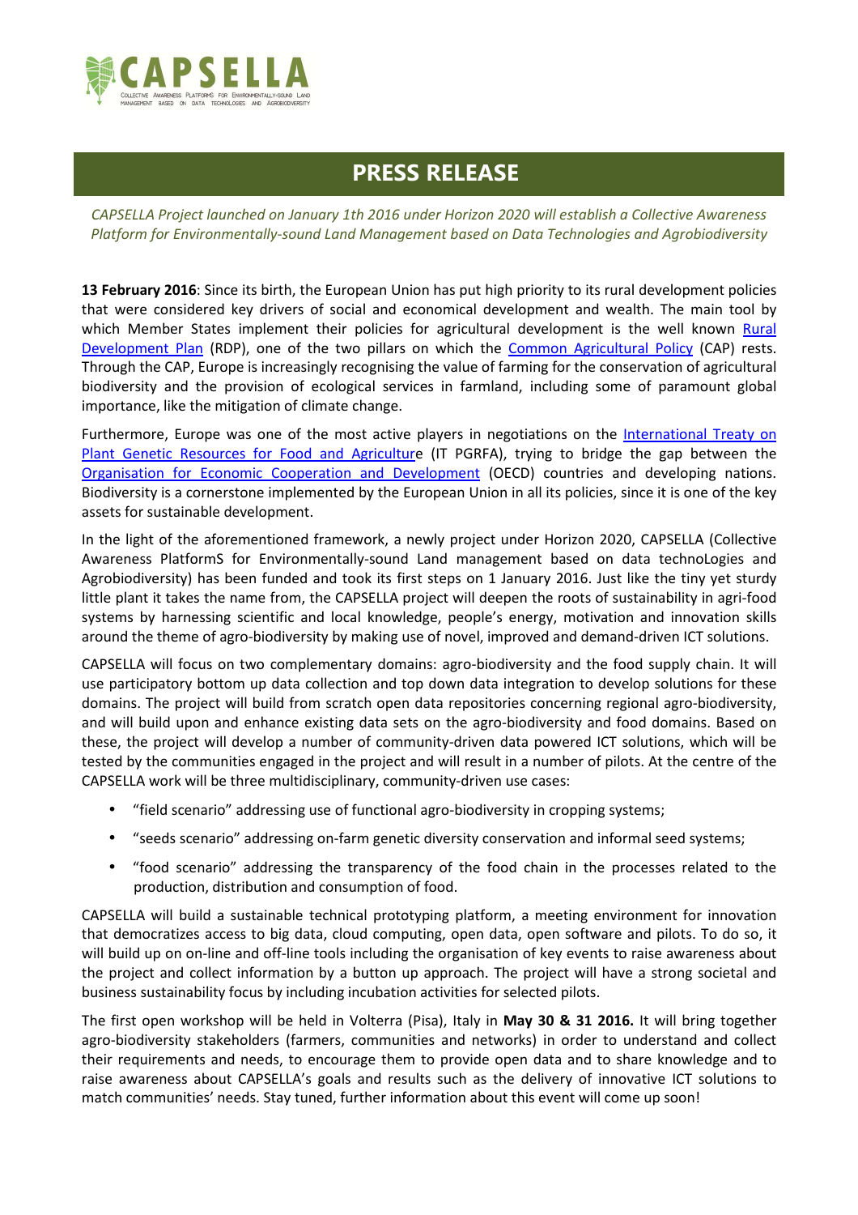**CAPSELLA**

COLLECTIVE AWARENESS PLATFORMS FOR ENVIRONMENTALLY-SOUND LAND MANAGEMENT BASED ON DATA TECHNOLOGIES AND AGROBIODIVERSITY

# PRESS RELEASE

*CAPSELLA Project launched on January 1th 2016 under Horizon 2020 will establish a Collective Awareness Platform for Environmentally-sound Land Management based on Data Technologies and Agrobiodiversity*

**13 February 2016**: Since its birth, the European Union has put high priority to its rural development policies that were considered key drivers of social and economical development and wealth. The main tool by which Member States implement their policies for agricultural development is the well known Rural Development Plan (RDP), one of the two pillars on which the Common Agricultural Policy (CAP) rests. Through the CAP, Europe is increasingly recognising the value of farming for the conservation of agricultural biodiversity and the provision of ecological services in farmland, including some of paramount global importance, like the mitigation of climate change.

Furthermore, Europe was one of the most active players in negotiations on the International Treaty on Plant Genetic Resources for Food and Agriculture (IT PGRFA), trying to bridge the gap between the Organisation for Economic Cooperation and Development (OECD) countries and developing nations. Biodiversity is a cornerstone implemented by the European Union in all its policies, since it is one of the key assets for sustainable development.

In the light of the aforementioned framework, a newly project under Horizon 2020, CAPSELLA (Collective Awareness PlatformS for Environmentally-sound Land management based on data technoLogies and Agrobiodiversity) has been funded and took its first steps on 1 January 2016. Just like the tiny yet sturdy little plant it takes the name from, the CAPSELLA project will deepen the roots of sustainability in agri-food systems by harnessing scientific and local knowledge, people's energy, motivation and innovation skills around the theme of agro-biodiversity by making use of novel, improved and demand-driven ICT solutions.

CAPSELLA will focus on two complementary domains: agro-biodiversity and the food supply chain. It will use participatory bottom up data collection and top down data integration to develop solutions for these domains. The project will build from scratch open data repositories concerning regional agro-biodiversity, and will build upon and enhance existing data sets on the agro-biodiversity and food domains. Based on these, the project will develop a number of community-driven data powered ICT solutions, which will be tested by the communities engaged in the project and will result in a number of pilots. At the centre of the CAPSELLA work will be three multidisciplinary, community-driven use cases:

- "field scenario" addressing use of functional agro-biodiversity in cropping systems;
- "seeds scenario" addressing on-farm genetic diversity conservation and informal seed systems;
- "food scenario" addressing the transparency of the food chain in the processes related to the production, distribution and consumption of food.

CAPSELLA will build a sustainable technical prototyping platform, a meeting environment for innovation that democratizes access to big data, cloud computing, open data, open software and pilots. To do so, it will build up on on-line and off-line tools including the organisation of key events to raise awareness about the project and collect information by a button up approach. The project will have a strong societal and business sustainability focus by including incubation activities for selected pilots.

The first open workshop will be held in Volterra (Pisa), Italy in **May 30 & 31 2016.** It will bring together agro-biodiversity stakeholders (farmers, communities and networks) in order to understand and collect their requirements and needs, to encourage them to provide open data and to share knowledge and to raise awareness about CAPSELLA's goals and results such as the delivery of innovative ICT solutions to match communities' needs. Stay tuned, further information about this event will come up soon!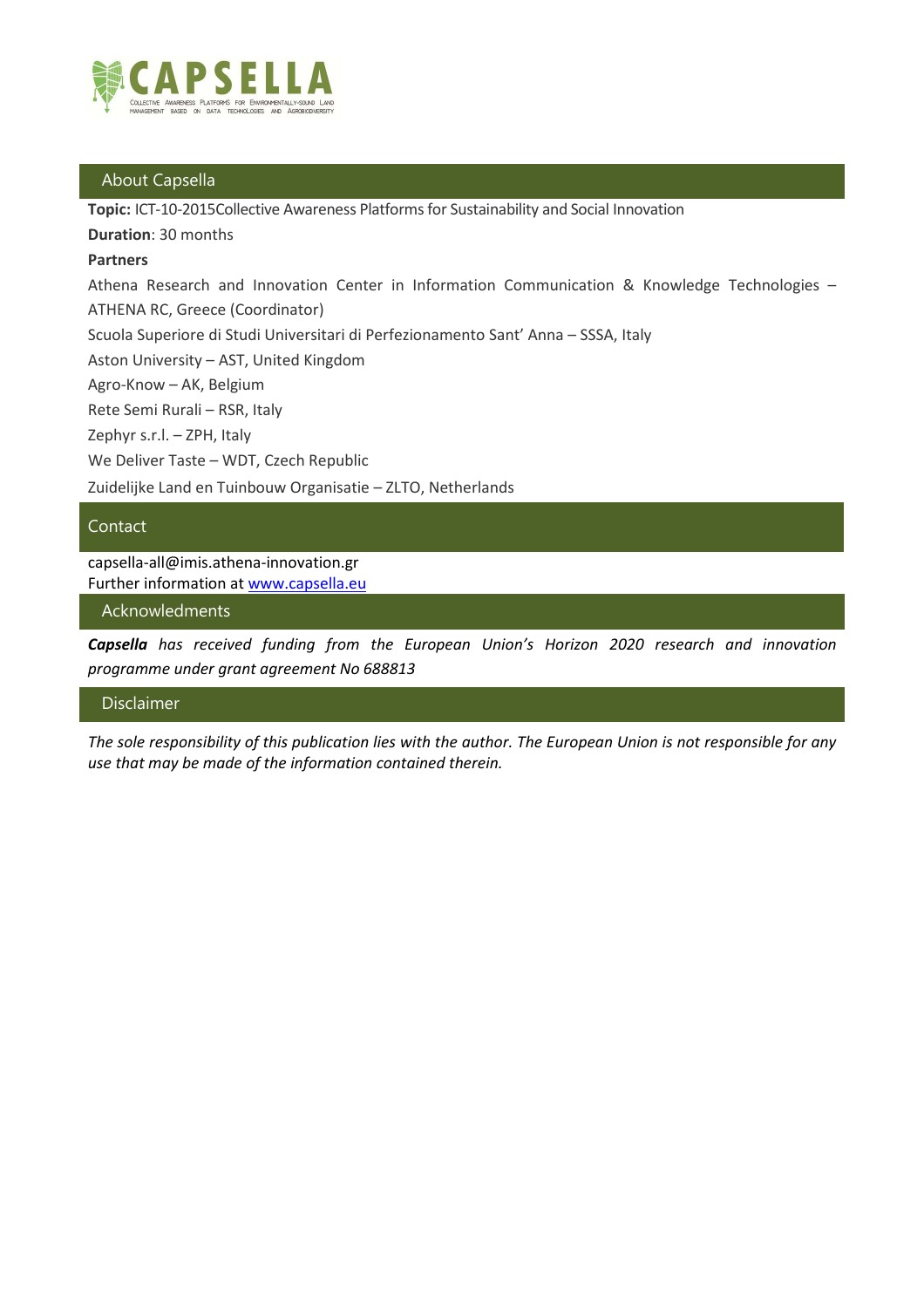CAPSELLA

COLLECTIVE AWARENESS PLATFORMS FOR ENVIRONMENTALLY-SOUND LAND MANAGEMENT BASED ON DATA TECHNOLOGIES AND AGROBIODIVERSITY

## About Capsella

**Topic:** ICT-10-2015Collective Awareness Platforms for Sustainability and Social Innovation

**Duration**: 30 months

**Partners**

Athena Research and Innovation Center in Information Communication & Knowledge Technologies – ATHENA RC, Greece (Coordinator)

Scuola Superiore di Studi Universitari di Perfezionamento Sant' Anna – SSSA, Italy

Aston University – AST, United Kingdom

Agro-Know – AK, Belgium

Rete Semi Rurali – RSR, Italy

Zephyr s.r.l. – ZPH, Italy

We Deliver Taste – WDT, Czech Republic

Zuidelijke Land en Tuinbouw Organisatie – ZLTO, Netherlands

## Contact

capsella-all@imis.athena-innovation.gr
Further information at www.capsella.eu

## Acknowledgments

***Capsella*** *has received funding from the European Union's Horizon 2020 research and innovation programme under grant agreement No 688813*

## Disclaimer

*The sole responsibility of this publication lies with the author. The European Union is not responsible for any use that may be made of the information contained therein.*